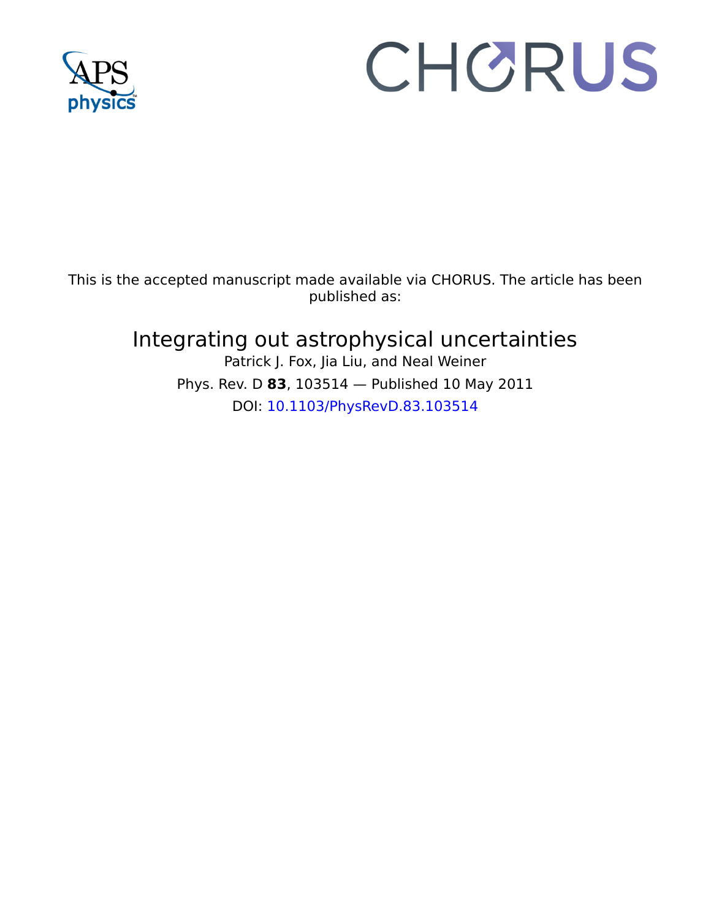This is the accepted manuscript made available via CHORUS. The article has been published as:

# Integrating out astrophysical uncertainties

Patrick J. Fox, Jia Liu, and Neal Weiner

Phys. Rev. D **83**, 103514 — Published 10 May 2011

DOI: 10.1103/PhysRevD.83.103514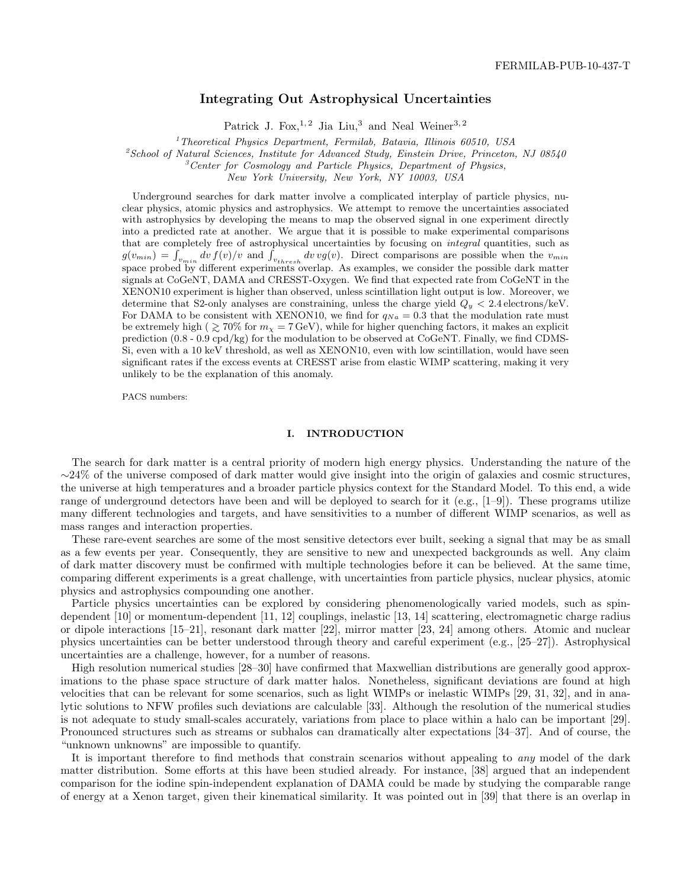# Integrating Out Astrophysical Uncertainties

Patrick J. Fox,[1,2] Jia Liu,[3] and Neal Weiner[3,2]

[1] *Theoretical Physics Department, Fermilab, Batavia, Illinois 60510, USA*
[2] *School of Natural Sciences, Institute for Advanced Study, Einstein Drive, Princeton, NJ 08540*
[3] *Center for Cosmology and Particle Physics, Department of Physics, New York University, New York, NY 10003, USA*

Underground searches for dark matter involve a complicated interplay of particle physics, nuclear physics, atomic physics and astrophysics. We attempt to remove the uncertainties associated with astrophysics by developing the means to map the observed signal in one experiment directly into a predicted rate at another. We argue that it is possible to make experimental comparisons that are completely free of astrophysical uncertainties by focusing on *integral* quantities, such as $g(v_{min}) = \int_{v_{min}} dv\, f(v)/v$ and $\int_{v_{thresh}} dv\, v g(v)$. Direct comparisons are possible when the $v_{min}$ space probed by different experiments overlap. As examples, we consider the possible dark matter signals at CoGeNT, DAMA and CRESST-Oxygen. We find that expected rate from CoGeNT in the XENON10 experiment is higher than observed, unless scintillation light output is low. Moreover, we determine that S2-only analyses are constraining, unless the charge yield $Q_y < 2.4$ electrons/keV. For DAMA to be consistent with XENON10, we find for $q_{Na} = 0.3$ that the modulation rate must be extremely high ($\gtrsim 70\%$ for $m_\chi = 7\,\text{GeV}$), while for higher quenching factors, it makes an explicit prediction (0.8 - 0.9 cpd/kg) for the modulation to be observed at CoGeNT. Finally, we find CDMS-Si, even with a 10 keV threshold, as well as XENON10, even with low scintillation, would have seen significant rates if the excess events at CRESST arise from elastic WIMP scattering, making it very unlikely to be the explanation of this anomaly.

PACS numbers:

## I. INTRODUCTION

The search for dark matter is a central priority of modern high energy physics. Understanding the nature of the ∼24% of the universe composed of dark matter would give insight into the origin of galaxies and cosmic structures, the universe at high temperatures and a broader particle physics context for the Standard Model. To this end, a wide range of underground detectors have been and will be deployed to search for it (e.g., [1–9]). These programs utilize many different technologies and targets, and have sensitivities to a number of different WIMP scenarios, as well as mass ranges and interaction properties.

These rare-event searches are some of the most sensitive detectors ever built, seeking a signal that may be as small as a few events per year. Consequently, they are sensitive to new and unexpected backgrounds as well. Any claim of dark matter discovery must be confirmed with multiple technologies before it can be believed. At the same time, comparing different experiments is a great challenge, with uncertainties from particle physics, nuclear physics, atomic physics and astrophysics compounding one another.

Particle physics uncertainties can be explored by considering phenomenologically varied models, such as spin-dependent [10] or momentum-dependent [11, 12] couplings, inelastic [13, 14] scattering, electromagnetic charge radius or dipole interactions [15–21], resonant dark matter [22], mirror matter [23, 24] among others. Atomic and nuclear physics uncertainties can be better understood through theory and careful experiment (e.g., [25–27]). Astrophysical uncertainties are a challenge, however, for a number of reasons.

High resolution numerical studies [28–30] have confirmed that Maxwellian distributions are generally good approximations to the phase space structure of dark matter halos. Nonetheless, significant deviations are found at high velocities that can be relevant for some scenarios, such as light WIMPs or inelastic WIMPs [29, 31, 32], and in analytic solutions to NFW profiles such deviations are calculable [33]. Although the resolution of the numerical studies is not adequate to study small-scales accurately, variations from place to place within a halo can be important [29]. Pronounced structures such as streams or subhalos can dramatically alter expectations [34–37]. And of course, the "unknown unknowns" are impossible to quantify.

It is important therefore to find methods that constrain scenarios without appealing to *any* model of the dark matter distribution. Some efforts at this have been studied already. For instance, [38] argued that an independent comparison for the iodine spin-independent explanation of DAMA could be made by studying the comparable range of energy at a Xenon target, given their kinematical similarity. It was pointed out in [39] that there is an overlap in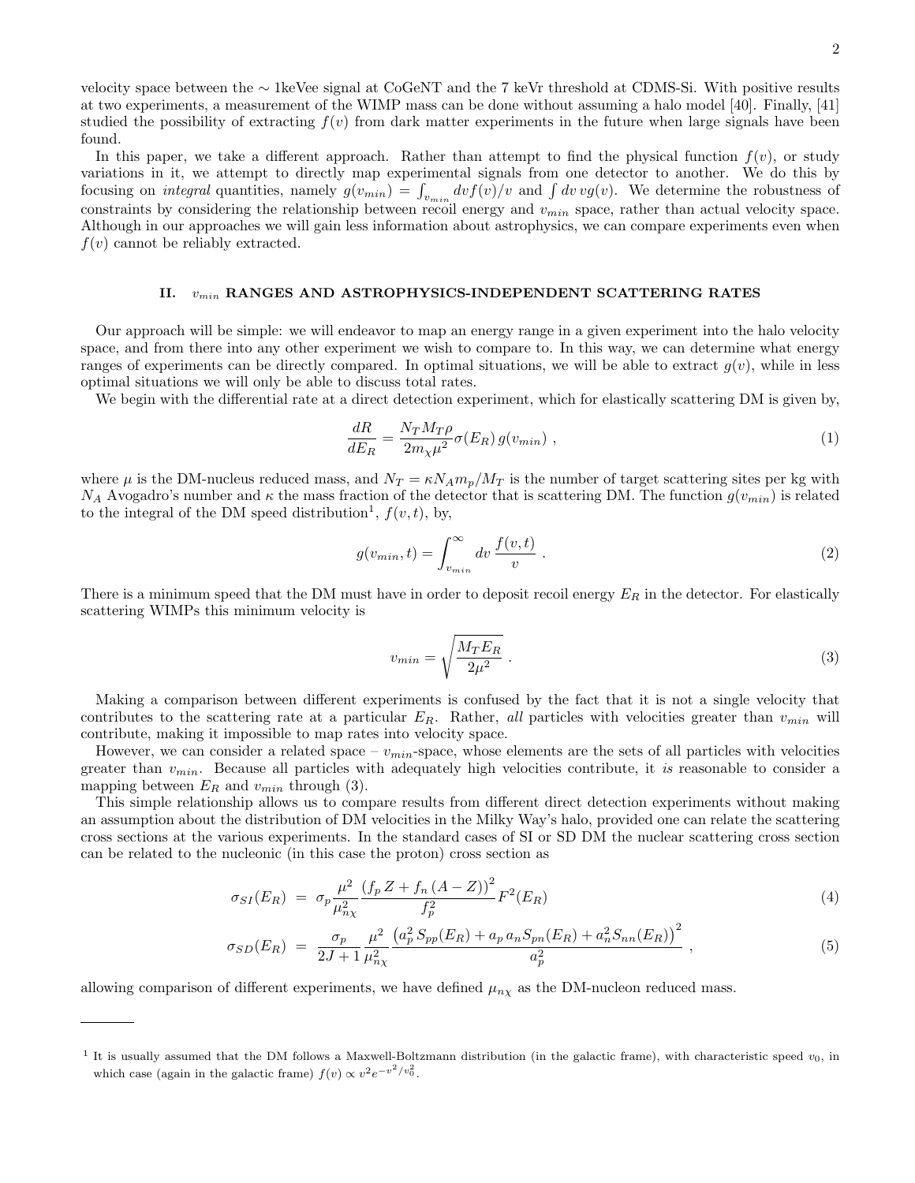velocity space between the $\sim$ 1keVee signal at CoGeNT and the 7 keVr threshold at CDMS-Si. With positive results at two experiments, a measurement of the WIMP mass can be done without assuming a halo model [40]. Finally, [41] studied the possibility of extracting $f(v)$ from dark matter experiments in the future when large signals have been found.

In this paper, we take a different approach. Rather than attempt to find the physical function $f(v)$, or study variations in it, we attempt to directly map experimental signals from one detector to another. We do this by focusing on *integral* quantities, namely $g(v_{min}) = \int_{v_{min}} dv f(v)/v$ and $\int dv\, v g(v)$. We determine the robustness of constraints by considering the relationship between recoil energy and $v_{min}$ space, rather than actual velocity space. Although in our approaches we will gain less information about astrophysics, we can compare experiments even when $f(v)$ cannot be reliably extracted.

## II. $v_{min}$ RANGES AND ASTROPHYSICS-INDEPENDENT SCATTERING RATES

Our approach will be simple: we will endeavor to map an energy range in a given experiment into the halo velocity space, and from there into any other experiment we wish to compare to. In this way, we can determine what energy ranges of experiments can be directly compared. In optimal situations, we will be able to extract $g(v)$, while in less optimal situations we will only be able to discuss total rates.

We begin with the differential rate at a direct detection experiment, which for elastically scattering DM is given by,

$$\frac{dR}{dE_R} = \frac{N_T M_T \rho}{2 m_\chi \mu^2} \sigma(E_R)\, g(v_{min}) \;, \tag{1}$$

where $\mu$ is the DM-nucleus reduced mass, and $N_T = \kappa N_A m_p / M_T$ is the number of target scattering sites per kg with $N_A$ Avogadro's number and $\kappa$ the mass fraction of the detector that is scattering DM. The function $g(v_{min})$ is related to the integral of the DM speed distribution[1], $f(v,t)$, by,

$$g(v_{min}, t) = \int_{v_{min}}^{\infty} dv\, \frac{f(v,t)}{v} \;. \tag{2}$$

There is a minimum speed that the DM must have in order to deposit recoil energy $E_R$ in the detector. For elastically scattering WIMPs this minimum velocity is

$$v_{min} = \sqrt{\frac{M_T E_R}{2\mu^2}} \;. \tag{3}$$

Making a comparison between different experiments is confused by the fact that it is not a single velocity that contributes to the scattering rate at a particular $E_R$. Rather, *all* particles with velocities greater than $v_{min}$ will contribute, making it impossible to map rates into velocity space.

However, we can consider a related space – $v_{min}$-space, whose elements are the sets of all particles with velocities greater than $v_{min}$. Because all particles with adequately high velocities contribute, it *is* reasonable to consider a mapping between $E_R$ and $v_{min}$ through (3).

This simple relationship allows us to compare results from different direct detection experiments without making an assumption about the distribution of DM velocities in the Milky Way's halo, provided one can relate the scattering cross sections at the various experiments. In the standard cases of SI or SD DM the nuclear scattering cross section can be related to the nucleonic (in this case the proton) cross section as

$$\sigma_{SI}(E_R) \;=\; \sigma_p \frac{\mu^2}{\mu_{n\chi}^2} \frac{\left(f_p\, Z + f_n\, (A-Z)\right)^2}{f_p^2} F^2(E_R) \tag{4}$$

$$\sigma_{SD}(E_R) \;=\; \frac{\sigma_p}{2J+1} \frac{\mu^2}{\mu_{n\chi}^2} \frac{\left(a_p^2\, S_{pp}(E_R) + a_p\, a_n S_{pn}(E_R) + a_n^2 S_{nn}(E_R)\right)^2}{a_p^2} \;, \tag{5}$$

allowing comparison of different experiments, we have defined $\mu_{n\chi}$ as the DM-nucleon reduced mass.

---

[1] It is usually assumed that the DM follows a Maxwell-Boltzmann distribution (in the galactic frame), with characteristic speed $v_0$, in which case (again in the galactic frame) $f(v) \propto v^2 e^{-v^2/v_0^2}$.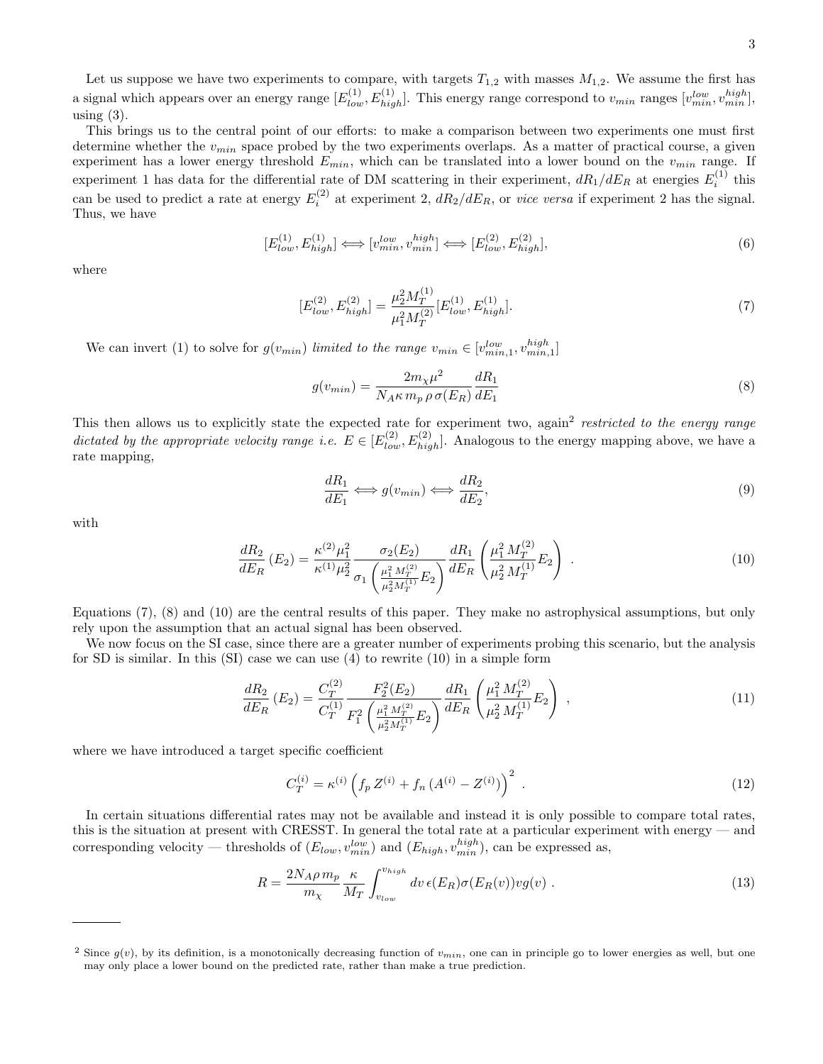Let us suppose we have two experiments to compare, with targets $T_{1,2}$ with masses $M_{1,2}$. We assume the first has a signal which appears over an energy range $[E^{(1)}_{low}, E^{(1)}_{high}]$. This energy range correspond to $v_{min}$ ranges $[v^{low}_{min}, v^{high}_{min}]$, using (3).

This brings us to the central point of our efforts: to make a comparison between two experiments one must first determine whether the $v_{min}$ space probed by the two experiments overlaps. As a matter of practical course, a given experiment has a lower energy threshold $E_{min}$, which can be translated into a lower bound on the $v_{min}$ range. If experiment 1 has data for the differential rate of DM scattering in their experiment, $dR_1/dE_R$ at energies $E^{(1)}_i$ this can be used to predict a rate at energy $E^{(2)}_i$ at experiment 2, $dR_2/dE_R$, or *vice versa* if experiment 2 has the signal. Thus, we have

$$[E^{(1)}_{low}, E^{(1)}_{high}] \Longleftrightarrow [v^{low}_{min}, v^{high}_{min}] \Longleftrightarrow [E^{(2)}_{low}, E^{(2)}_{high}], \tag{6}$$

where

$$[E^{(2)}_{low}, E^{(2)}_{high}] = \frac{\mu_2^2 M^{(1)}_T}{\mu_1^2 M^{(2)}_T}[E^{(1)}_{low}, E^{(1)}_{high}]. \tag{7}$$

We can invert (1) to solve for $g(v_{min})$ *limited to the range* $v_{min} \in [v^{low}_{min,1}, v^{high}_{min,1}]$

$$g(v_{min}) = \frac{2 m_\chi \mu^2}{N_A \kappa\, m_p\, \rho\, \sigma(E_R)} \frac{dR_1}{dE_1} \tag{8}$$

This then allows us to explicitly state the expected rate for experiment two, again[2] *restricted to the energy range dictated by the appropriate velocity range i.e.* $E \in [E^{(2)}_{low}, E^{(2)}_{high}]$. Analogous to the energy mapping above, we have a rate mapping,

$$\frac{dR_1}{dE_1} \Longleftrightarrow g(v_{min}) \Longleftrightarrow \frac{dR_2}{dE_2}, \tag{9}$$

with

$$\frac{dR_2}{dE_R}(E_2) = \frac{\kappa^{(2)}\mu_1^2}{\kappa^{(1)}\mu_2^2} \frac{\sigma_2(E_2)}{\sigma_1\left(\frac{\mu_1^2 M^{(2)}_T}{\mu_2^2 M^{(1)}_T}E_2\right)} \frac{dR_1}{dE_R}\left(\frac{\mu_1^2\, M^{(2)}_T}{\mu_2^2\, M^{(1)}_T}E_2\right) . \tag{10}$$

Equations (7), (8) and (10) are the central results of this paper. They make no astrophysical assumptions, but only rely upon the assumption that an actual signal has been observed.

We now focus on the SI case, since there are a greater number of experiments probing this scenario, but the analysis for SD is similar. In this (SI) case we can use (4) to rewrite (10) in a simple form

$$\frac{dR_2}{dE_R}(E_2) = \frac{C^{(2)}_T}{C^{(1)}_T} \frac{F_2^2(E_2)}{F_1^2\left(\frac{\mu_1^2 M^{(2)}_T}{\mu_2^2 M^{(1)}_T}E_2\right)} \frac{dR_1}{dE_R}\left(\frac{\mu_1^2\, M^{(2)}_T}{\mu_2^2\, M^{(1)}_T}E_2\right) , \tag{11}$$

where we have introduced a target specific coefficient

$$C^{(i)}_T = \kappa^{(i)}\left(f_p\, Z^{(i)} + f_n\, (A^{(i)} - Z^{(i)})\right)^2 . \tag{12}$$

In certain situations differential rates may not be available and instead it is only possible to compare total rates, this is the situation at present with CRESST. In general the total rate at a particular experiment with energy — and corresponding velocity — thresholds of $(E_{low}, v^{low}_{min})$ and $(E_{high}, v^{high}_{min})$, can be expressed as,

$$R = \frac{2 N_A \rho\, m_p}{m_\chi} \frac{\kappa}{M_T} \int_{v_{low}}^{v_{high}} dv\, \epsilon(E_R)\sigma(E_R(v)) v g(v) . \tag{13}$$

---

[2] Since $g(v)$, by its definition, is a monotonically decreasing function of $v_{min}$, one can in principle go to lower energies as well, but one may only place a lower bound on the predicted rate, rather than make a true prediction.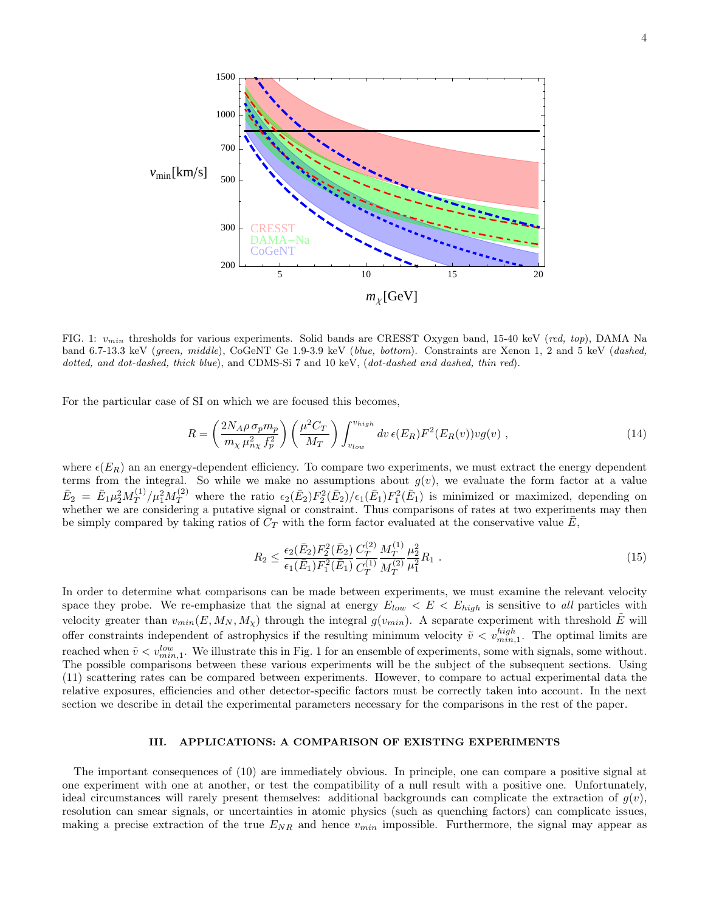FIG. 1: $v_{min}$ thresholds for various experiments. Solid bands are CRESST Oxygen band, 15-40 keV (*red, top*), DAMA Na band 6.7-13.3 keV (*green, middle*), CoGeNT Ge 1.9-3.9 keV (*blue, bottom*). Constraints are Xenon 1, 2 and 5 keV (*dashed, dotted, and dot-dashed, thick blue*), and CDMS-Si 7 and 10 keV, (*dot-dashed and dashed, thin red*).

For the particular case of SI on which we are focused this becomes,

$$R = \left(\frac{2N_A \rho\, \sigma_p m_p}{m_\chi\, \mu_{n\chi}^2\, f_p^2}\right)\left(\frac{\mu^2 C_T}{M_T}\right)\int_{v_{low}}^{v_{high}} dv\, \epsilon(E_R) F^2(E_R(v)) v g(v) \ , \tag{14}$$

where $\epsilon(E_R)$ an an energy-dependent efficiency. To compare two experiments, we must extract the energy dependent terms from the integral. So while we make no assumptions about $g(v)$, we evaluate the form factor at a value $\bar{E}_2 = \bar{E}_1 \mu_2^2 M_T^{(1)}/\mu_1^2 M_T^{(2)}$ where the ratio $\epsilon_2(\bar{E}_2)F_2^2(\bar{E}_2)/\epsilon_1(\bar{E}_1)F_1^2(\bar{E}_1)$ is minimized or maximized, depending on whether we are considering a putative signal or constraint. Thus comparisons of rates at two experiments may then be simply compared by taking ratios of $C_T$ with the form factor evaluated at the conservative value $\bar{E}$,

$$R_2 \leq \frac{\epsilon_2(\bar{E}_2)F_2^2(\bar{E}_2)}{\epsilon_1(\bar{E}_1)F_1^2(\bar{E}_1)}\frac{C_T^{(2)}}{C_T^{(1)}}\frac{M_T^{(1)}}{M_T^{(2)}}\frac{\mu_2^2}{\mu_1^2}R_1 \ . \tag{15}$$

In order to determine what comparisons can be made between experiments, we must examine the relevant velocity space they probe. We re-emphasize that the signal at energy $E_{low} < E < E_{high}$ is sensitive to *all* particles with velocity greater than $v_{min}(E, M_N, M_\chi)$ through the integral $g(v_{min})$. A separate experiment with threshold $\tilde{E}$ will offer constraints independent of astrophysics if the resulting minimum velocity $\tilde{v} < v_{min,1}^{high}$. The optimal limits are reached when $\tilde{v} < v_{min,1}^{low}$. We illustrate this in Fig. 1 for an ensemble of experiments, some with signals, some without. The possible comparisons between these various experiments will be the subject of the subsequent sections. Using (11) scattering rates can be compared between experiments. However, to compare to actual experimental data the relative exposures, efficiencies and other detector-specific factors must be correctly taken into account. In the next section we describe in detail the experimental parameters necessary for the comparisons in the rest of the paper.

## III. APPLICATIONS: A COMPARISON OF EXISTING EXPERIMENTS

The important consequences of (10) are immediately obvious. In principle, one can compare a positive signal at one experiment with one at another, or test the compatibility of a null result with a positive one. Unfortunately, ideal circumstances will rarely present themselves: additional backgrounds can complicate the extraction of $g(v)$, resolution can smear signals, or uncertainties in atomic physics (such as quenching factors) can complicate issues, making a precise extraction of the true $E_{NR}$ and hence $v_{min}$ impossible. Furthermore, the signal may appear as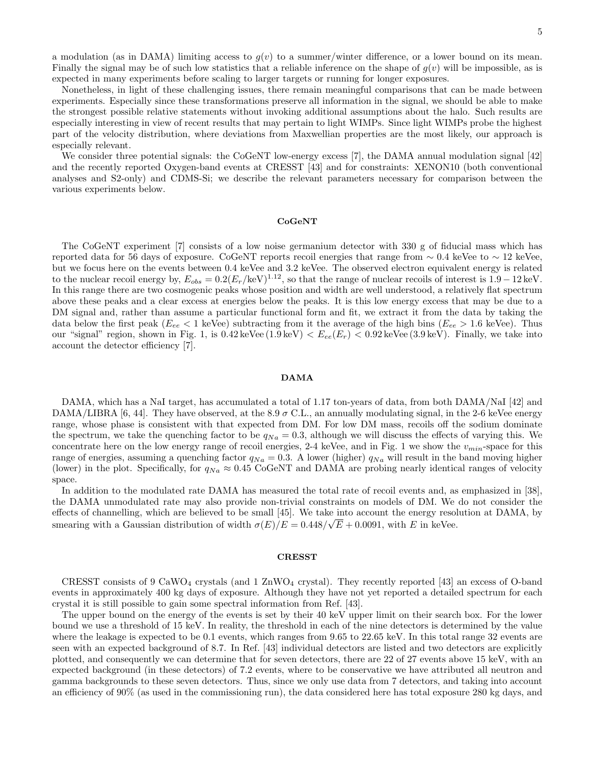a modulation (as in DAMA) limiting access to $g(v)$ to a summer/winter difference, or a lower bound on its mean. Finally the signal may be of such low statistics that a reliable inference on the shape of $g(v)$ will be impossible, as is expected in many experiments before scaling to larger targets or running for longer exposures.

Nonetheless, in light of these challenging issues, there remain meaningful comparisons that can be made between experiments. Especially since these transformations preserve all information in the signal, we should be able to make the strongest possible relative statements without invoking additional assumptions about the halo. Such results are especially interesting in view of recent results that may pertain to light WIMPs. Since light WIMPs probe the highest part of the velocity distribution, where deviations from Maxwellian properties are the most likely, our approach is especially relevant.

We consider three potential signals: the CoGeNT low-energy excess [7], the DAMA annual modulation signal [42] and the recently reported Oxygen-band events at CRESST [43] and for constraints: XENON10 (both conventional analyses and S2-only) and CDMS-Si; we describe the relevant parameters necessary for comparison between the various experiments below.

## CoGeNT

The CoGeNT experiment [7] consists of a low noise germanium detector with 330 g of fiducial mass which has reported data for 56 days of exposure. CoGeNT reports recoil energies that range from $\sim 0.4$ keVee to $\sim 12$ keVee, but we focus here on the events between 0.4 keVee and 3.2 keVee. The observed electron equivalent energy is related to the nuclear recoil energy by, $E_{obs} = 0.2(E_r/\text{keV})^{1.12}$, so that the range of nuclear recoils of interest is $1.9 - 12$ keV. In this range there are two cosmogenic peaks whose position and width are well understood, a relatively flat spectrum above these peaks and a clear excess at energies below the peaks. It is this low energy excess that may be due to a DM signal and, rather than assume a particular functional form and fit, we extract it from the data by taking the data below the first peak ($E_{ee} < 1$ keVee) subtracting from it the average of the high bins ($E_{ee} > 1.6$ keVee). Thus our "signal" region, shown in Fig. 1, is $0.42\,\text{keVee}\,(1.9\,\text{keV}) < E_{ee}(E_r) < 0.92\,\text{keVee}\,(3.9\,\text{keV})$. Finally, we take into account the detector efficiency [7].

## DAMA

DAMA, which has a NaI target, has accumulated a total of 1.17 ton-years of data, from both DAMA/NaI [42] and DAMA/LIBRA [6, 44]. They have observed, at the 8.9 $\sigma$ C.L., an annually modulating signal, in the 2-6 keVee energy range, whose phase is consistent with that expected from DM. For low DM mass, recoils off the sodium dominate the spectrum, we take the quenching factor to be $q_{Na} = 0.3$, although we will discuss the effects of varying this. We concentrate here on the low energy range of recoil energies, 2-4 keVee, and in Fig. 1 we show the $v_{min}$-space for this range of energies, assuming a quenching factor $q_{Na} = 0.3$. A lower (higher) $q_{Na}$ will result in the band moving higher (lower) in the plot. Specifically, for $q_{Na} \approx 0.45$ CoGeNT and DAMA are probing nearly identical ranges of velocity space.

In addition to the modulated rate DAMA has measured the total rate of recoil events and, as emphasized in [38], the DAMA unmodulated rate may also provide non-trivial constraints on models of DM. We do not consider the effects of channelling, which are believed to be small [45]. We take into account the energy resolution at DAMA, by smearing with a Gaussian distribution of width $\sigma(E)/E = 0.448/\sqrt{E} + 0.0091$, with $E$ in keVee.

## CRESST

CRESST consists of 9 $CaWO_4$ crystals (and 1 $ZnWO_4$ crystal). They recently reported [43] an excess of O-band events in approximately 400 kg days of exposure. Although they have not yet reported a detailed spectrum for each crystal it is still possible to gain some spectral information from Ref. [43].

The upper bound on the energy of the events is set by their 40 keV upper limit on their search box. For the lower bound we use a threshold of 15 keV. In reality, the threshold in each of the nine detectors is determined by the value where the leakage is expected to be 0.1 events, which ranges from 9.65 to 22.65 keV. In this total range 32 events are seen with an expected background of 8.7. In Ref. [43] individual detectors are listed and two detectors are explicitly plotted, and consequently we can determine that for seven detectors, there are 22 of 27 events above 15 keV, with an expected background (in these detectors) of 7.2 events, where to be conservative we have attributed all neutron and gamma backgrounds to these seven detectors. Thus, since we only use data from 7 detectors, and taking into account an efficiency of 90% (as used in the commissioning run), the data considered here has total exposure 280 kg days, and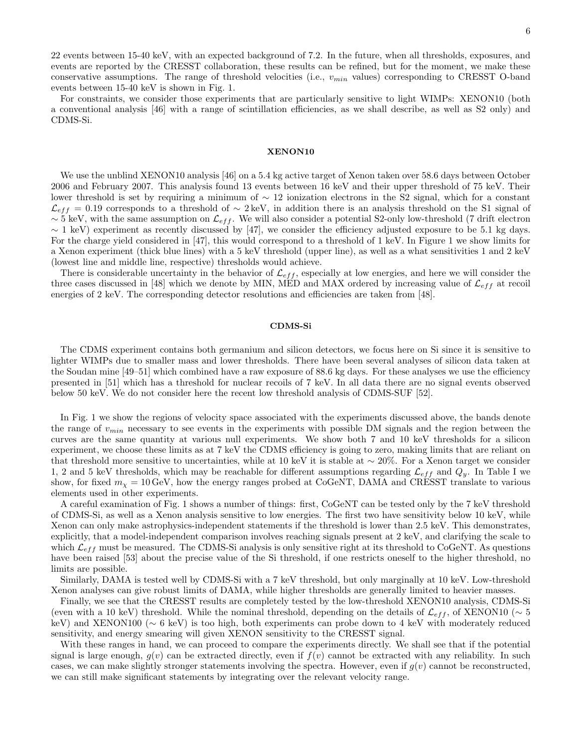22 events between 15-40 keV, with an expected background of 7.2. In the future, when all thresholds, exposures, and events are reported by the CRESST collaboration, these results can be refined, but for the moment, we make these conservative assumptions. The range of threshold velocities (i.e., $v_{min}$ values) corresponding to CRESST O-band events between 15-40 keV is shown in Fig. 1.

For constraints, we consider those experiments that are particularly sensitive to light WIMPs: XENON10 (both a conventional analysis [46] with a range of scintillation efficiencies, as we shall describe, as well as S2 only) and CDMS-Si.

### XENON10

We use the unblind XENON10 analysis [46] on a 5.4 kg active target of Xenon taken over 58.6 days between October 2006 and February 2007. This analysis found 13 events between 16 keV and their upper threshold of 75 keV. Their lower threshold is set by requiring a minimum of $\sim 12$ ionization electrons in the S2 signal, which for a constant $\mathcal{L}_{eff} = 0.19$ corresponds to a threshold of $\sim 2\,\mathrm{keV}$, in addition there is an analysis threshold on the S1 signal of $\sim 5$ keV, with the same assumption on $\mathcal{L}_{eff}$. We will also consider a potential S2-only low-threshold (7 drift electron $\sim 1$ keV) experiment as recently discussed by [47], we consider the efficiency adjusted exposure to be 5.1 kg days. For the charge yield considered in [47], this would correspond to a threshold of 1 keV. In Figure 1 we show limits for a Xenon experiment (thick blue lines) with a 5 keV threshold (upper line), as well as a what sensitivities 1 and 2 keV (lowest line and middle line, respective) thresholds would achieve.

There is considerable uncertainty in the behavior of $\mathcal{L}_{eff}$, especially at low energies, and here we will consider the three cases discussed in [48] which we denote by MIN, MED and MAX ordered by increasing value of $\mathcal{L}_{eff}$ at recoil energies of 2 keV. The corresponding detector resolutions and efficiencies are taken from [48].

### CDMS-Si

The CDMS experiment contains both germanium and silicon detectors, we focus here on Si since it is sensitive to lighter WIMPs due to smaller mass and lower thresholds. There have been several analyses of silicon data taken at the Soudan mine [49–51] which combined have a raw exposure of 88.6 kg days. For these analyses we use the efficiency presented in [51] which has a threshold for nuclear recoils of 7 keV. In all data there are no signal events observed below 50 keV. We do not consider here the recent low threshold analysis of CDMS-SUF [52].

In Fig. 1 we show the regions of velocity space associated with the experiments discussed above, the bands denote the range of $v_{min}$ necessary to see events in the experiments with possible DM signals and the region between the curves are the same quantity at various null experiments. We show both 7 and 10 keV thresholds for a silicon experiment, we choose these limits as at 7 keV the CDMS efficiency is going to zero, making limits that are reliant on that threshold more sensitive to uncertainties, while at 10 keV it is stable at $\sim 20\%$. For a Xenon target we consider 1, 2 and 5 keV thresholds, which may be reachable for different assumptions regarding $\mathcal{L}_{eff}$ and $Q_y$. In Table I we show, for fixed $m_\chi = 10\,\mathrm{GeV}$, how the energy ranges probed at CoGeNT, DAMA and CRESST translate to various elements used in other experiments.

A careful examination of Fig. 1 shows a number of things: first, CoGeNT can be tested only by the 7 keV threshold of CDMS-Si, as well as a Xenon analysis sensitive to low energies. The first two have sensitivity below 10 keV, while Xenon can only make astrophysics-independent statements if the threshold is lower than 2.5 keV. This demonstrates, explicitly, that a model-independent comparison involves reaching signals present at 2 keV, and clarifying the scale to which $\mathcal{L}_{eff}$ must be measured. The CDMS-Si analysis is only sensitive right at its threshold to CoGeNT. As questions have been raised [53] about the precise value of the Si threshold, if one restricts oneself to the higher threshold, no limits are possible.

Similarly, DAMA is tested well by CDMS-Si with a 7 keV threshold, but only marginally at 10 keV. Low-threshold Xenon analyses can give robust limits of DAMA, while higher thresholds are generally limited to heavier masses.

Finally, we see that the CRESST results are completely tested by the low-threshold XENON10 analysis, CDMS-Si (even with a 10 keV) threshold. While the nominal threshold, depending on the details of $\mathcal{L}_{eff}$, of XENON10 ($\sim 5$ keV) and XENON100 ($\sim 6$ keV) is too high, both experiments can probe down to 4 keV with moderately reduced sensitivity, and energy smearing will given XENON sensitivity to the CRESST signal.

With these ranges in hand, we can proceed to compare the experiments directly. We shall see that if the potential signal is large enough, $g(v)$ can be extracted directly, even if $f(v)$ cannot be extracted with any reliability. In such cases, we can make slightly stronger statements involving the spectra. However, even if $g(v)$ cannot be reconstructed, we can still make significant statements by integrating over the relevant velocity range.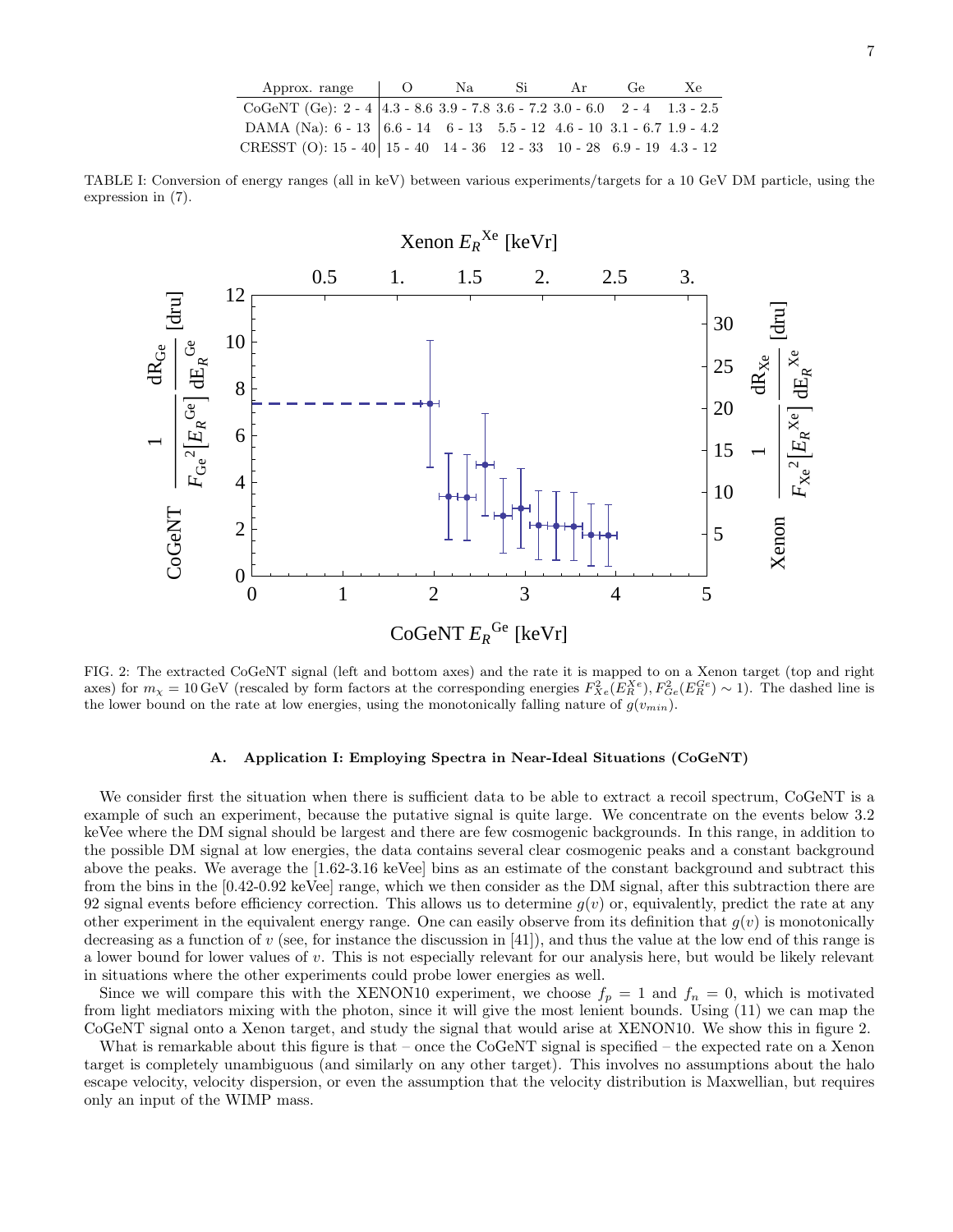| Approx. range | O | Na | Si | Ar | Ge | Xe |
|---|---|---|---|---|---|---|
| CoGeNT (Ge): 2 - 4 | 4.3 - 8.6 | 3.9 - 7.8 | 3.6 - 7.2 | 3.0 - 6.0 | 2 - 4 | 1.3 - 2.5 |
| DAMA (Na): 6 - 13 | 6.6 - 14 | 6 - 13 | 5.5 - 12 | 4.6 - 10 | 3.1 - 6.7 | 1.9 - 4.2 |
| CRESST (O): 15 - 40 | 15 - 40 | 14 - 36 | 12 - 33 | 10 - 28 | 6.9 - 19 | 4.3 - 12 |

TABLE I: Conversion of energy ranges (all in keV) between various experiments/targets for a 10 GeV DM particle, using the expression in (7).

FIG. 2: The extracted CoGeNT signal (left and bottom axes) and the rate it is mapped to on a Xenon target (top and right axes) for $m_\chi = 10\,\text{GeV}$ (rescaled by form factors at the corresponding energies $F^2_{Xe}(E_R^{Xe}), F^2_{Ge}(E_R^{Ge}) \sim 1$). The dashed line is the lower bound on the rate at low energies, using the monotonically falling nature of $g(v_{min})$.

### A. Application I: Employing Spectra in Near-Ideal Situations (CoGeNT)

We consider first the situation when there is sufficient data to be able to extract a recoil spectrum, CoGeNT is a example of such an experiment, because the putative signal is quite large. We concentrate on the events below 3.2 keVee where the DM signal should be largest and there are few cosmogenic backgrounds. In this range, in addition to the possible DM signal at low energies, the data contains several clear cosmogenic peaks and a constant background above the peaks. We average the [1.62-3.16 keVee] bins as an estimate of the constant background and subtract this from the bins in the [0.42-0.92 keVee] range, which we then consider as the DM signal, after this subtraction there are 92 signal events before efficiency correction. This allows us to determine $g(v)$ or, equivalently, predict the rate at any other experiment in the equivalent energy range. One can easily observe from its definition that $g(v)$ is monotonically decreasing as a function of $v$ (see, for instance the discussion in [41]), and thus the value at the low end of this range is a lower bound for lower values of $v$. This is not especially relevant for our analysis here, but would be likely relevant in situations where the other experiments could probe lower energies as well.

Since we will compare this with the XENON10 experiment, we choose $f_p = 1$ and $f_n = 0$, which is motivated from light mediators mixing with the photon, since it will give the most lenient bounds. Using (11) we can map the CoGeNT signal onto a Xenon target, and study the signal that would arise at XENON10. We show this in figure 2.

What is remarkable about this figure is that – once the CoGeNT signal is specified – the expected rate on a Xenon target is completely unambiguous (and similarly on any other target). This involves no assumptions about the halo escape velocity, velocity dispersion, or even the assumption that the velocity distribution is Maxwellian, but requires only an input of the WIMP mass.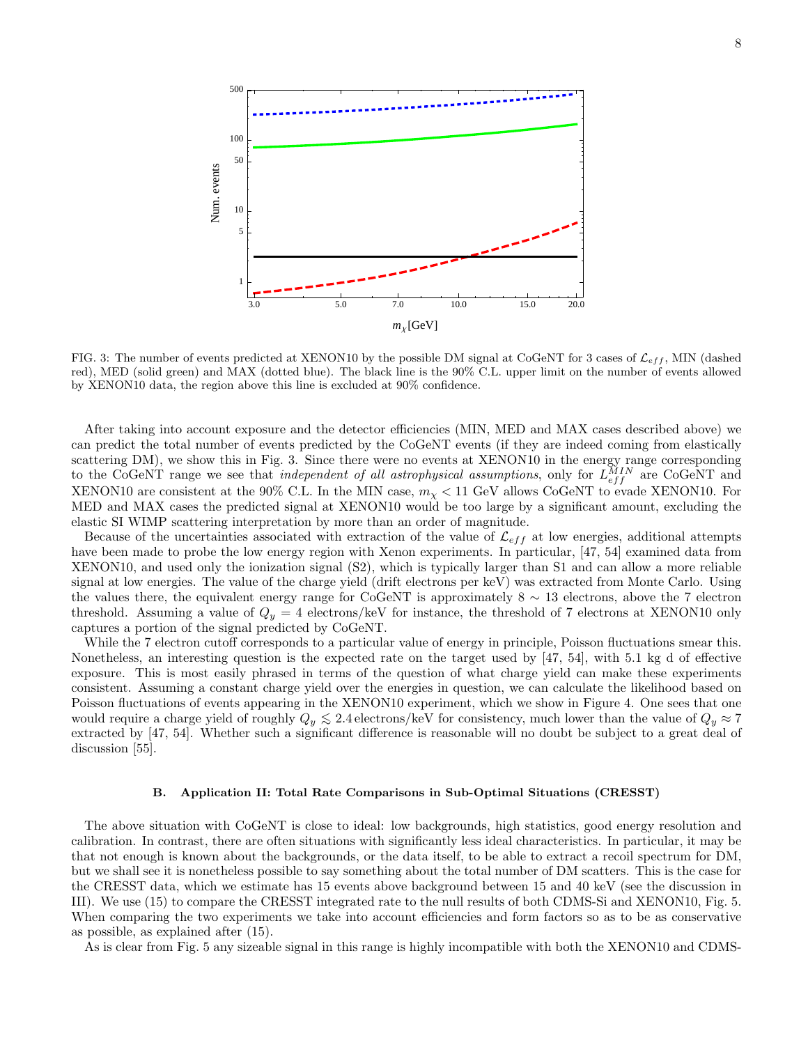FIG. 3: The number of events predicted at XENON10 by the possible DM signal at CoGeNT for 3 cases of $\mathcal{L}_{eff}$, MIN (dashed red), MED (solid green) and MAX (dotted blue). The black line is the 90% C.L. upper limit on the number of events allowed by XENON10 data, the region above this line is excluded at 90% confidence.

After taking into account exposure and the detector efficiencies (MIN, MED and MAX cases described above) we can predict the total number of events predicted by the CoGeNT events (if they are indeed coming from elastically scattering DM), we show this in Fig. 3. Since there were no events at XENON10 in the energy range corresponding to the CoGeNT range we see that *independent of all astrophysical assumptions*, only for $L_{eff}^{MIN}$ are CoGeNT and XENON10 are consistent at the 90% C.L. In the MIN case, $m_\chi < 11$ GeV allows CoGeNT to evade XENON10. For MED and MAX cases the predicted signal at XENON10 would be too large by a significant amount, excluding the elastic SI WIMP scattering interpretation by more than an order of magnitude.

Because of the uncertainties associated with extraction of the value of $\mathcal{L}_{eff}$ at low energies, additional attempts have been made to probe the low energy region with Xenon experiments. In particular, [47, 54] examined data from XENON10, and used only the ionization signal (S2), which is typically larger than S1 and can allow a more reliable signal at low energies. The value of the charge yield (drift electrons per keV) was extracted from Monte Carlo. Using the values there, the equivalent energy range for CoGeNT is approximately $8 \sim 13$ electrons, above the 7 electron threshold. Assuming a value of $Q_y = 4$ electrons/keV for instance, the threshold of 7 electrons at XENON10 only captures a portion of the signal predicted by CoGeNT.

While the 7 electron cutoff corresponds to a particular value of energy in principle, Poisson fluctuations smear this. Nonetheless, an interesting question is the expected rate on the target used by [47, 54], with 5.1 kg d of effective exposure. This is most easily phrased in terms of the question of what charge yield can make these experiments consistent. Assuming a constant charge yield over the energies in question, we can calculate the likelihood based on Poisson fluctuations of events appearing in the XENON10 experiment, which we show in Figure 4. One sees that one would require a charge yield of roughly $Q_y \lesssim 2.4$ electrons/keV for consistency, much lower than the value of $Q_y \approx 7$ extracted by [47, 54]. Whether such a significant difference is reasonable will no doubt be subject to a great deal of discussion [55].

### B. Application II: Total Rate Comparisons in Sub-Optimal Situations (CRESST)

The above situation with CoGeNT is close to ideal: low backgrounds, high statistics, good energy resolution and calibration. In contrast, there are often situations with significantly less ideal characteristics. In particular, it may be that not enough is known about the backgrounds, or the data itself, to be able to extract a recoil spectrum for DM, but we shall see it is nonetheless possible to say something about the total number of DM scatters. This is the case for the CRESST data, which we estimate has 15 events above background between 15 and 40 keV (see the discussion in III). We use (15) to compare the CRESST integrated rate to the null results of both CDMS-Si and XENON10, Fig. 5. When comparing the two experiments we take into account efficiencies and form factors so as to be as conservative as possible, as explained after (15).

As is clear from Fig. 5 any sizeable signal in this range is highly incompatible with both the XENON10 and CDMS-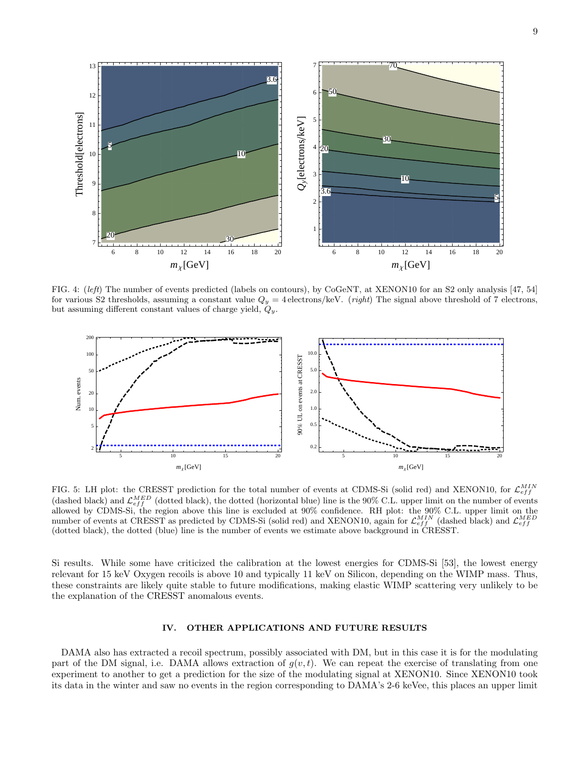FIG. 4: (*left*) The number of events predicted (labels on contours), by CoGeNT, at XENON10 for an S2 only analysis [47, 54] for various S2 thresholds, assuming a constant value $Q_y = 4\,\text{electrons/keV}$. (*right*) The signal above threshold of 7 electrons, but assuming different constant values of charge yield, $Q_y$.

FIG. 5: LH plot: the CRESST prediction for the total number of events at CDMS-Si (solid red) and XENON10, for $\mathcal{L}_{eff}^{MIN}$ (dashed black) and $\mathcal{L}_{eff}^{MED}$ (dotted black), the dotted (horizontal blue) line is the 90% C.L. upper limit on the number of events allowed by CDMS-Si, the region above this line is excluded at 90% confidence. RH plot: the 90% C.L. upper limit on the number of events at CRESST as predicted by CDMS-Si (solid red) and XENON10, again for $\mathcal{L}_{eff}^{MIN}$ (dashed black) and $\mathcal{L}_{eff}^{MED}$ (dotted black), the dotted (blue) line is the number of events we estimate above background in CRESST.

Si results. While some have criticized the calibration at the lowest energies for CDMS-Si [53], the lowest energy relevant for 15 keV Oxygen recoils is above 10 and typically 11 keV on Silicon, depending on the WIMP mass. Thus, these constraints are likely quite stable to future modifications, making elastic WIMP scattering very unlikely to be the explanation of the CRESST anomalous events.

## IV. OTHER APPLICATIONS AND FUTURE RESULTS

DAMA also has extracted a recoil spectrum, possibly associated with DM, but in this case it is for the modulating part of the DM signal, i.e. DAMA allows extraction of $g(v,t)$. We can repeat the exercise of translating from one experiment to another to get a prediction for the size of the modulating signal at XENON10. Since XENON10 took its data in the winter and saw no events in the region corresponding to DAMA's 2-6 keVee, this places an upper limit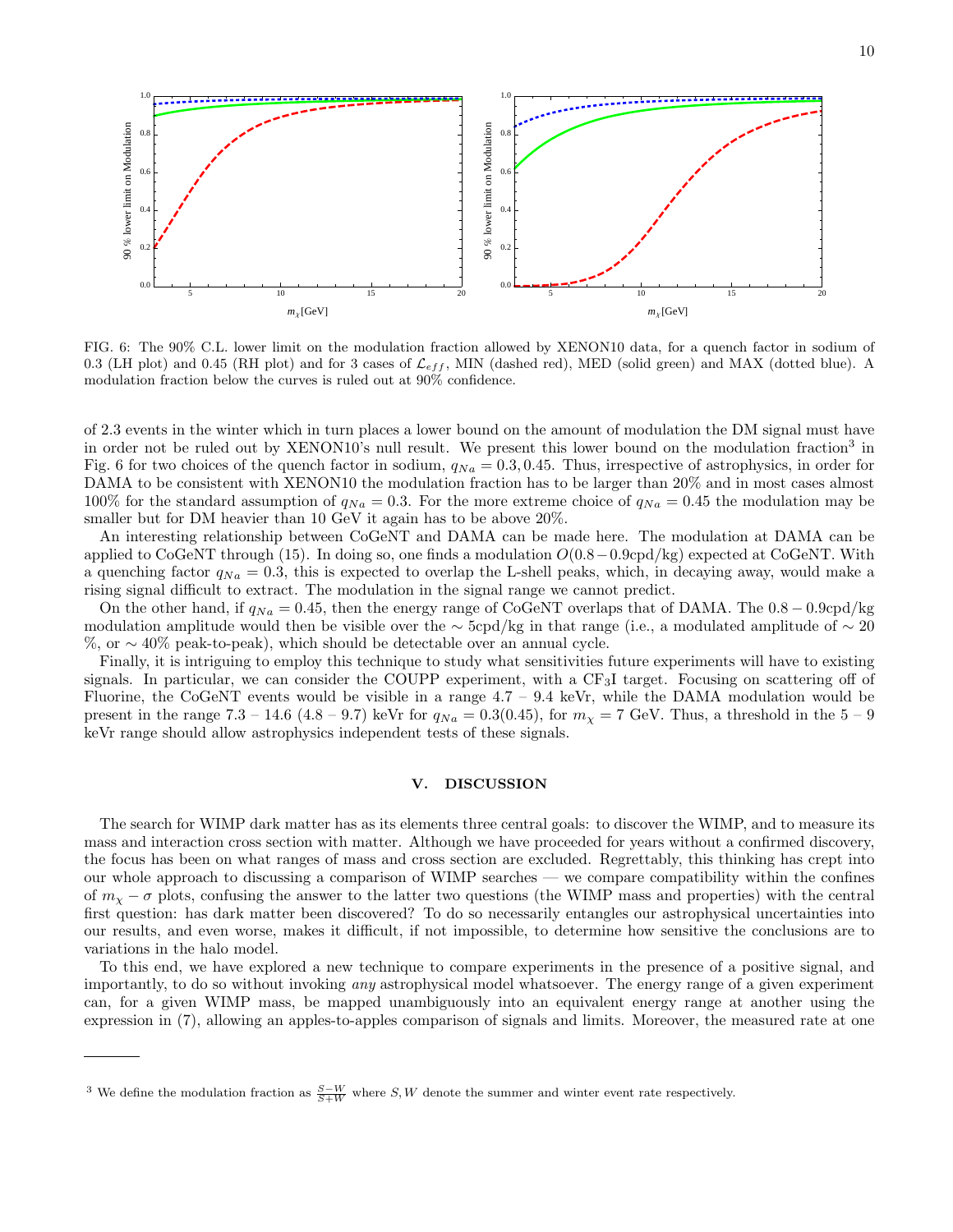FIG. 6: The 90% C.L. lower limit on the modulation fraction allowed by XENON10 data, for a quench factor in sodium of 0.3 (LH plot) and 0.45 (RH plot) and for 3 cases of $\mathcal{L}_{eff}$, MIN (dashed red), MED (solid green) and MAX (dotted blue). A modulation fraction below the curves is ruled out at 90% confidence.

of 2.3 events in the winter which in turn places a lower bound on the amount of modulation the DM signal must have in order not be ruled out by XENON10's null result. We present this lower bound on the modulation fraction[3] in Fig. 6 for two choices of the quench factor in sodium, $q_{Na} = 0.3, 0.45$. Thus, irrespective of astrophysics, in order for DAMA to be consistent with XENON10 the modulation fraction has to be larger than 20% and in most cases almost 100% for the standard assumption of $q_{Na} = 0.3$. For the more extreme choice of $q_{Na} = 0.45$ the modulation may be smaller but for DM heavier than 10 GeV it again has to be above 20%.

An interesting relationship between CoGeNT and DAMA can be made here. The modulation at DAMA can be applied to CoGeNT through (15). In doing so, one finds a modulation $O(0.8-0.9\text{cpd/kg})$ expected at CoGeNT. With a quenching factor $q_{Na} = 0.3$, this is expected to overlap the L-shell peaks, which, in decaying away, would make a rising signal difficult to extract. The modulation in the signal range we cannot predict.

On the other hand, if $q_{Na} = 0.45$, then the energy range of CoGeNT overlaps that of DAMA. The $0.8-0.9$cpd/kg modulation amplitude would then be visible over the $\sim 5$cpd/kg in that range (i.e., a modulated amplitude of $\sim 20$ %, or $\sim 40$% peak-to-peak), which should be detectable over an annual cycle.

Finally, it is intriguing to employ this technique to study what sensitivities future experiments will have to existing signals. In particular, we can consider the COUPP experiment, with a $CF_3I$ target. Focusing on scattering off of Fluorine, the CoGeNT events would be visible in a range 4.7 – 9.4 keV, while the DAMA modulation would be present in the range 7.3 – 14.6 (4.8 – 9.7) keVr for $q_{Na} = 0.3(0.45)$, for $m_\chi = 7$ GeV. Thus, a threshold in the 5 – 9 keVr range should allow astrophysics independent tests of these signals.

## V. DISCUSSION

The search for WIMP dark matter has as its elements three central goals: to discover the WIMP, and to measure its mass and interaction cross section with matter. Although we have proceeded for years without a confirmed discovery, the focus has been on what ranges of mass and cross section are excluded. Regrettably, this thinking has crept into our whole approach to discussing a comparison of WIMP searches — we compare compatibility within the confines of $m_\chi - \sigma$ plots, confusing the answer to the latter two questions (the WIMP mass and properties) with the central first question: has dark matter been discovered? To do so necessarily entangles our astrophysical uncertainties into our results, and even worse, makes it difficult, if not impossible, to determine how sensitive the conclusions are to variations in the halo model.

To this end, we have explored a new technique to compare experiments in the presence of a positive signal, and importantly, to do so without invoking *any* astrophysical model whatsoever. The energy range of a given experiment can, for a given WIMP mass, be mapped unambiguously into an equivalent energy range at another using the expression in (7), allowing an apples-to-apples comparison of signals and limits. Moreover, the measured rate at one

---

[3] We define the modulation fraction as $\frac{S-W}{S+W}$ where $S, W$ denote the summer and winter event rate respectively.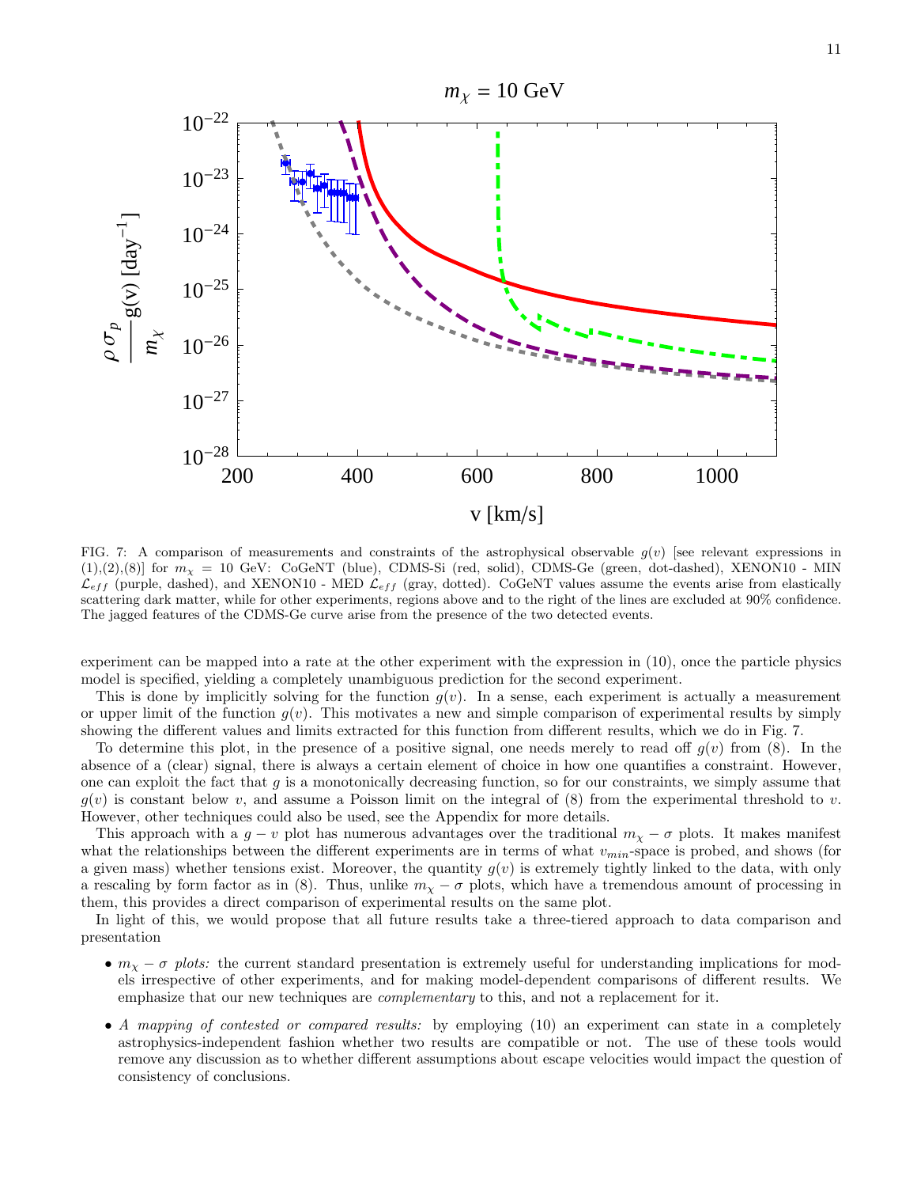FIG. 7: A comparison of measurements and constraints of the astrophysical observable $g(v)$ [see relevant expressions in (1),(2),(8)] for $m_\chi = 10$ GeV: CoGeNT (blue), CDMS-Si (red, solid), CDMS-Ge (green, dot-dashed), XENON10 - MIN $\mathcal{L}_{eff}$ (purple, dashed), and XENON10 - MED $\mathcal{L}_{eff}$ (gray, dotted). CoGeNT values assume the events arise from elastically scattering dark matter, while for other experiments, regions above and to the right of the lines are excluded at 90% confidence. The jagged features of the CDMS-Ge curve arise from the presence of the two detected events.

experiment can be mapped into a rate at the other experiment with the expression in (10), once the particle physics model is specified, yielding a completely unambiguous prediction for the second experiment.

This is done by implicitly solving for the function $g(v)$. In a sense, each experiment is actually a measurement or upper limit of the function $g(v)$. This motivates a new and simple comparison of experimental results by simply showing the different values and limits extracted for this function from different results, which we do in Fig. 7.

To determine this plot, in the presence of a positive signal, one needs merely to read off $g(v)$ from (8). In the absence of a (clear) signal, there is always a certain element of choice in how one quantifies a constraint. However, one can exploit the fact that $g$ is a monotonically decreasing function, so for our constraints, we simply assume that $g(v)$ is constant below $v$, and assume a Poisson limit on the integral of (8) from the experimental threshold to $v$. However, other techniques could also be used, see the Appendix for more details.

This approach with a $g - v$ plot has numerous advantages over the traditional $m_\chi - \sigma$ plots. It makes manifest what the relationships between the different experiments are in terms of what $v_{min}$-space is probed, and shows (for a given mass) whether tensions exist. Moreover, the quantity $g(v)$ is extremely tightly linked to the data, with only a rescaling by form factor as in (8). Thus, unlike $m_\chi - \sigma$ plots, which have a tremendous amount of processing in them, this provides a direct comparison of experimental results on the same plot.

In light of this, we would propose that all future results take a three-tiered approach to data comparison and presentation

- *$m_\chi - \sigma$ plots:* the current standard presentation is extremely useful for understanding implications for models irrespective of other experiments, and for making model-dependent comparisons of different results. We emphasize that our new techniques are *complementary* to this, and not a replacement for it.

- *A mapping of contested or compared results:* by employing (10) an experiment can state in a completely astrophysics-independent fashion whether two results are compatible or not. The use of these tools would remove any discussion as to whether different assumptions about escape velocities would impact the question of consistency of conclusions.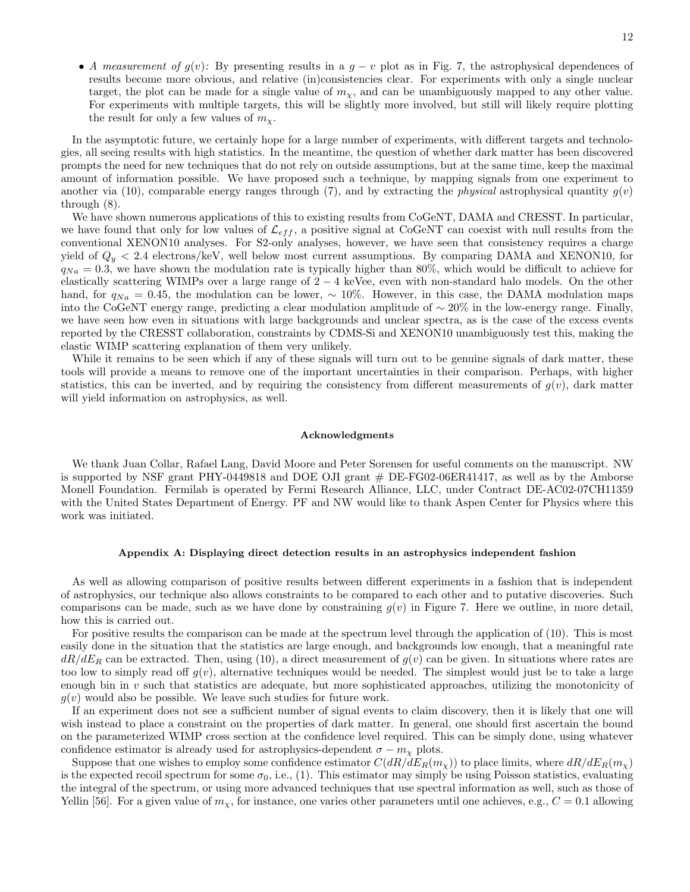- *A measurement of $g(v)$:* By presenting results in a $g - v$ plot as in Fig. 7, the astrophysical dependences of results become more obvious, and relative (in)consistencies clear. For experiments with only a single nuclear target, the plot can be made for a single value of $m_\chi$, and can be unambiguously mapped to any other value. For experiments with multiple targets, this will be slightly more involved, but still will likely require plotting the result for only a few values of $m_\chi$.

In the asymptotic future, we certainly hope for a large number of experiments, with different targets and technologies, all seeing results with high statistics. In the meantime, the question of whether dark matter has been discovered prompts the need for new techniques that do not rely on outside assumptions, but at the same time, keep the maximal amount of information possible. We have proposed such a technique, by mapping signals from one experiment to another via (10), comparable energy ranges through (7), and by extracting the *physical* astrophysical quantity $g(v)$ through (8).

We have shown numerous applications of this to existing results from CoGeNT, DAMA and CRESST. In particular, we have found that only for low values of $\mathcal{L}_{eff}$, a positive signal at CoGeNT can coexist with null results from the conventional XENON10 analyses. For S2-only analyses, however, we have seen that consistency requires a charge yield of $Q_y < 2.4$ electrons/keV, well below most current assumptions. By comparing DAMA and XENON10, for $q_{Na} = 0.3$, we have shown the modulation rate is typically higher than 80%, which would be difficult to achieve for elastically scattering WIMPs over a large range of $2 - 4$ keVee, even with non-standard halo models. On the other hand, for $q_{Na} = 0.45$, the modulation can be lower, $\sim 10\%$. However, in this case, the DAMA modulation maps into the CoGeNT energy range, predicting a clear modulation amplitude of $\sim 20\%$ in the low-energy range. Finally, we have seen how even in situations with large backgrounds and unclear spectra, as is the case of the excess events reported by the CRESST collaboration, constraints by CDMS-Si and XENON10 unambiguously test this, making the elastic WIMP scattering explanation of them very unlikely.

While it remains to be seen which if any of these signals will turn out to be genuine signals of dark matter, these tools will provide a means to remove one of the important uncertainties in their comparison. Perhaps, with higher statistics, this can be inverted, and by requiring the consistency from different measurements of $g(v)$, dark matter will yield information on astrophysics, as well.

### Acknowledgments

We thank Juan Collar, Rafael Lang, David Moore and Peter Sorensen for useful comments on the manuscript. NW is supported by NSF grant PHY-0449818 and DOE OJI grant # DE-FG02-06ER41417, as well as by the Amborse Monell Foundation. Fermilab is operated by Fermi Research Alliance, LLC, under Contract DE-AC02-07CH11359 with the United States Department of Energy. PF and NW would like to thank Aspen Center for Physics where this work was initiated.

### Appendix A: Displaying direct detection results in an astrophysics independent fashion

As well as allowing comparison of positive results between different experiments in a fashion that is independent of astrophysics, our technique also allows constraints to be compared to each other and to putative discoveries. Such comparisons can be made, such as we have done by constraining $g(v)$ in Figure 7. Here we outline, in more detail, how this is carried out.

For positive results the comparison can be made at the spectrum level through the application of (10). This is most easily done in the situation that the statistics are large enough, and backgrounds low enough, that a meaningful rate $dR/dE_R$ can be extracted. Then, using (10), a direct measurement of $g(v)$ can be given. In situations where rates are too low to simply read off $g(v)$, alternative techniques would be needed. The simplest would just be to take a large enough bin in $v$ such that statistics are adequate, but more sophisticated approaches, utilizing the monotonicity of $g(v)$ would also be possible. We leave such studies for future work.

If an experiment does not see a sufficient number of signal events to claim discovery, then it is likely that one will wish instead to place a constraint on the properties of dark matter. In general, one should first ascertain the bound on the parameterized WIMP cross section at the confidence level required. This can be simply done, using whatever confidence estimator is already used for astrophysics-dependent $\sigma - m_\chi$ plots.

Suppose that one wishes to employ some confidence estimator $C(dR/dE_R(m_\chi))$ to place limits, where $dR/dE_R(m_\chi)$ is the expected recoil spectrum for some $\sigma_0$, i.e., (1). This estimator may simply be using Poisson statistics, evaluating the integral of the spectrum, or using more advanced techniques that use spectral information as well, such as those of Yellin [56]. For a given value of $m_\chi$, for instance, one varies other parameters until one achieves, e.g., $C = 0.1$ allowing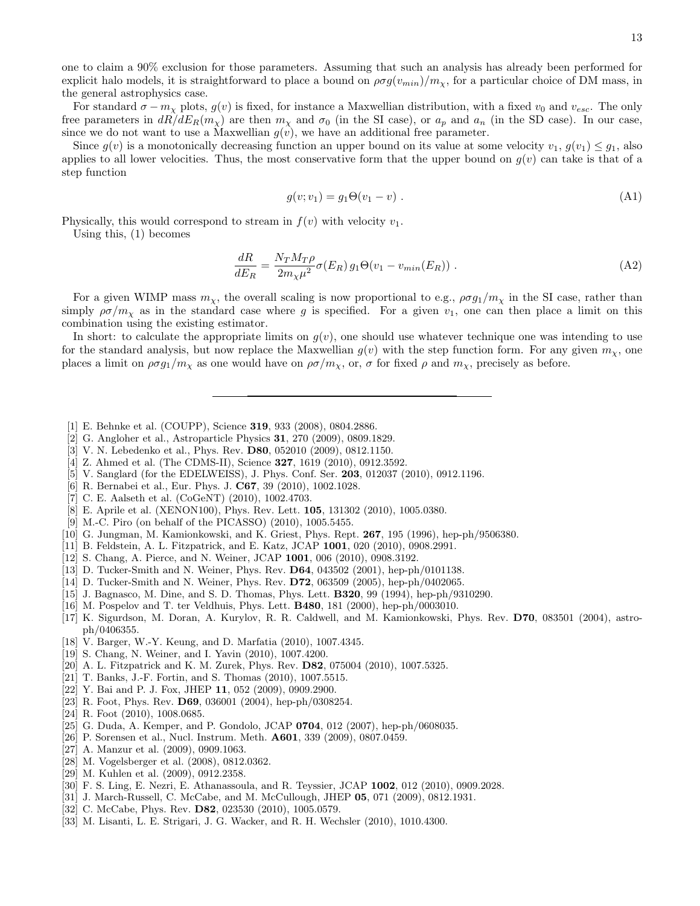one to claim a 90% exclusion for those parameters. Assuming that such an analysis has already been performed for explicit halo models, it is straightforward to place a bound on $\rho\sigma g(v_{min})/m_\chi$, for a particular choice of DM mass, in the general astrophysics case.

For standard $\sigma - m_\chi$ plots, $g(v)$ is fixed, for instance a Maxwellian distribution, with a fixed $v_0$ and $v_{esc}$. The only free parameters in $dR/dE_R(m_\chi)$ are then $m_\chi$ and $\sigma_0$ (in the SI case), or $a_p$ and $a_n$ (in the SD case). In our case, since we do not want to use a Maxwellian $g(v)$, we have an additional free parameter.

Since $g(v)$ is a monotonically decreasing function an upper bound on its value at some velocity $v_1$, $g(v_1) \leq g_1$, also applies to all lower velocities. Thus, the most conservative form that the upper bound on $g(v)$ can take is that of a step function

$$g(v; v_1) = g_1 \Theta(v_1 - v) \ . \tag{A1}$$

Physically, this would correspond to stream in $f(v)$ with velocity $v_1$.

Using this, (1) becomes

$$\frac{dR}{dE_R} = \frac{N_T M_T \rho}{2 m_\chi \mu^2} \sigma(E_R)\, g_1 \Theta(v_1 - v_{min}(E_R)) \ . \tag{A2}$$

For a given WIMP mass $m_\chi$, the overall scaling is now proportional to e.g., $\rho\sigma g_1/m_\chi$ in the SI case, rather than simply $\rho\sigma/m_\chi$ as in the standard case where $g$ is specified. For a given $v_1$, one can then place a limit on this combination using the existing estimator.

In short: to calculate the appropriate limits on $g(v)$, one should use whatever technique one was intending to use for the standard analysis, but now replace the Maxwellian $g(v)$ with the step function form. For any given $m_\chi$, one places a limit on $\rho\sigma g_1/m_\chi$ as one would have on $\rho\sigma/m_\chi$, or, $\sigma$ for fixed $\rho$ and $m_\chi$, precisely as before.

---

[1] E. Behnke et al. (COUPP), Science **319**, 933 (2008), 0804.2886.
[2] G. Angloher et al., Astroparticle Physics **31**, 270 (2009), 0809.1829.
[3] V. N. Lebedenko et al., Phys. Rev. **D80**, 052010 (2009), 0812.1150.
[4] Z. Ahmed et al. (The CDMS-II), Science **327**, 1619 (2010), 0912.3592.
[5] V. Sanglard (for the EDELWEISS), J. Phys. Conf. Ser. **203**, 012037 (2010), 0912.1196.
[6] R. Bernabei et al., Eur. Phys. J. **C67**, 39 (2010), 1002.1028.
[7] C. E. Aalseth et al. (CoGeNT) (2010), 1002.4703.
[8] E. Aprile et al. (XENON100), Phys. Rev. Lett. **105**, 131302 (2010), 1005.0380.
[9] M.-C. Piro (on behalf of the PICASSO) (2010), 1005.5455.
[10] G. Jungman, M. Kamionkowski, and K. Griest, Phys. Rept. **267**, 195 (1996), hep-ph/9506380.
[11] B. Feldstein, A. L. Fitzpatrick, and E. Katz, JCAP **1001**, 020 (2010), 0908.2991.
[12] S. Chang, A. Pierce, and N. Weiner, JCAP **1001**, 006 (2010), 0908.3192.
[13] D. Tucker-Smith and N. Weiner, Phys. Rev. **D64**, 043502 (2001), hep-ph/0101138.
[14] D. Tucker-Smith and N. Weiner, Phys. Rev. **D72**, 063509 (2005), hep-ph/0402065.
[15] J. Bagnasco, M. Dine, and S. D. Thomas, Phys. Lett. **B320**, 99 (1994), hep-ph/9310290.
[16] M. Pospelov and T. ter Veldhuis, Phys. Lett. **B480**, 181 (2000), hep-ph/0003010.
[17] K. Sigurdson, M. Doran, A. Kurylov, R. R. Caldwell, and M. Kamionkowski, Phys. Rev. **D70**, 083501 (2004), astro-ph/0406355.
[18] V. Barger, W.-Y. Keung, and D. Marfatia (2010), 1007.4345.
[19] S. Chang, N. Weiner, and I. Yavin (2010), 1007.4200.
[20] A. L. Fitzpatrick and K. M. Zurek, Phys. Rev. **D82**, 075004 (2010), 1007.5325.
[21] T. Banks, J.-F. Fortin, and S. Thomas (2010), 1007.5515.
[22] Y. Bai and P. J. Fox, JHEP **11**, 052 (2009), 0909.2900.
[23] R. Foot, Phys. Rev. **D69**, 036001 (2004), hep-ph/0308254.
[24] R. Foot (2010), 1008.0685.
[25] G. Duda, A. Kemper, and P. Gondolo, JCAP **0704**, 012 (2007), hep-ph/0608035.
[26] P. Sorensen et al., Nucl. Instrum. Meth. **A601**, 339 (2009), 0807.0459.
[27] A. Manzur et al. (2009), 0909.1063.
[28] M. Vogelsberger et al. (2008), 0812.0362.
[29] M. Kuhlen et al. (2009), 0912.2358.
[30] F. S. Ling, E. Nezri, E. Athanassoula, and R. Teyssier, JCAP **1002**, 012 (2010), 0909.2028.
[31] J. March-Russell, C. McCabe, and M. McCullough, JHEP **05**, 071 (2009), 0812.1931.
[32] C. McCabe, Phys. Rev. **D82**, 023530 (2010), 1005.0579.
[33] M. Lisanti, L. E. Strigari, J. G. Wacker, and R. H. Wechsler (2010), 1010.4300.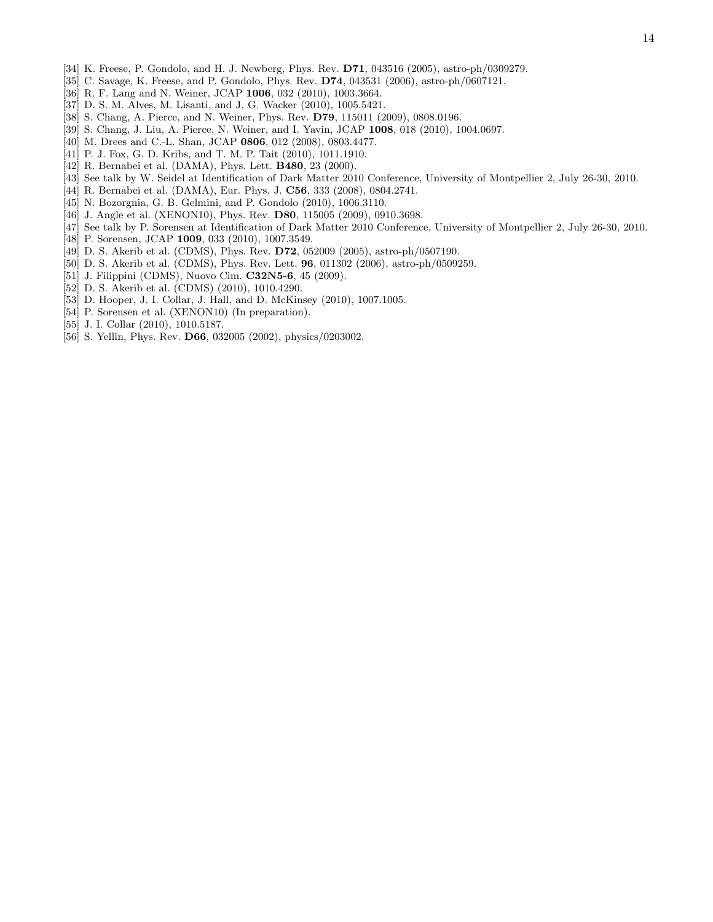[34] K. Freese, P. Gondolo, and H. J. Newberg, Phys. Rev. **D71**, 043516 (2005), astro-ph/0309279.
[35] C. Savage, K. Freese, and P. Gondolo, Phys. Rev. **D74**, 043531 (2006), astro-ph/0607121.
[36] R. F. Lang and N. Weiner, JCAP **1006**, 032 (2010), 1003.3664.
[37] D. S. M. Alves, M. Lisanti, and J. G. Wacker (2010), 1005.5421.
[38] S. Chang, A. Pierce, and N. Weiner, Phys. Rev. **D79**, 115011 (2009), 0808.0196.
[39] S. Chang, J. Liu, A. Pierce, N. Weiner, and I. Yavin, JCAP **1008**, 018 (2010), 1004.0697.
[40] M. Drees and C.-L. Shan, JCAP **0806**, 012 (2008), 0803.4477.
[41] P. J. Fox, G. D. Kribs, and T. M. P. Tait (2010), 1011.1910.
[42] R. Bernabei et al. (DAMA), Phys. Lett. **B480**, 23 (2000).
[43] See talk by W. Seidel at Identification of Dark Matter 2010 Conference, University of Montpellier 2, July 26-30, 2010.
[44] R. Bernabei et al. (DAMA), Eur. Phys. J. **C56**, 333 (2008), 0804.2741.
[45] N. Bozorgnia, G. B. Gelmini, and P. Gondolo (2010), 1006.3110.
[46] J. Angle et al. (XENON10), Phys. Rev. **D80**, 115005 (2009), 0910.3698.
[47] See talk by P. Sorensen at Identification of Dark Matter 2010 Conference, University of Montpellier 2, July 26-30, 2010.
[48] P. Sorensen, JCAP **1009**, 033 (2010), 1007.3549.
[49] D. S. Akerib et al. (CDMS), Phys. Rev. **D72**, 052009 (2005), astro-ph/0507190.
[50] D. S. Akerib et al. (CDMS), Phys. Rev. Lett. **96**, 011302 (2006), astro-ph/0509259.
[51] J. Filippini (CDMS), Nuovo Cim. **C32N5-6**, 45 (2009).
[52] D. S. Akerib et al. (CDMS) (2010), 1010.4290.
[53] D. Hooper, J. I. Collar, J. Hall, and D. McKinsey (2010), 1007.1005.
[54] P. Sorensen et al. (XENON10) (In preparation).
[55] J. I. Collar (2010), 1010.5187.
[56] S. Yellin, Phys. Rev. **D66**, 032005 (2002), physics/0203002.